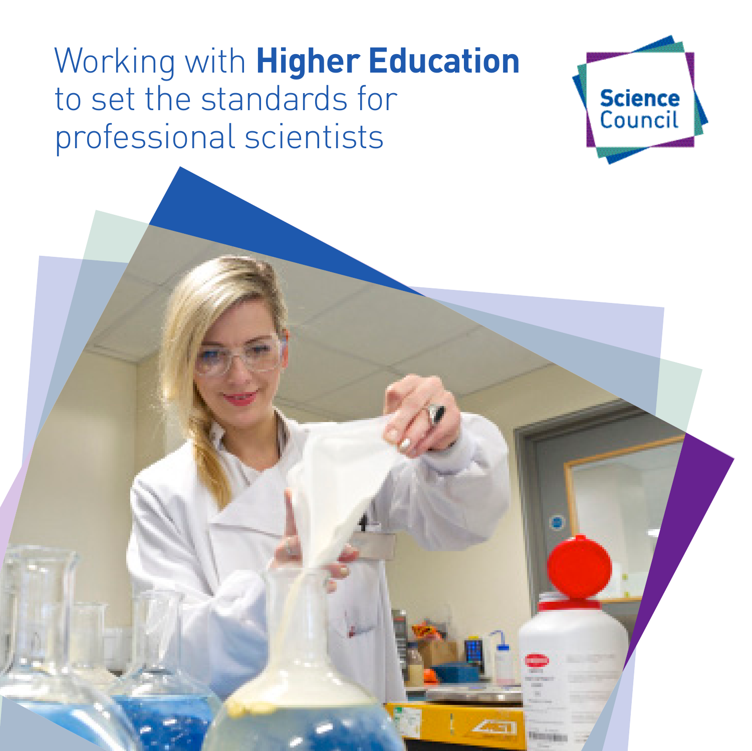# Working with **Higher Education** to set the standards for professional scientists

Science Council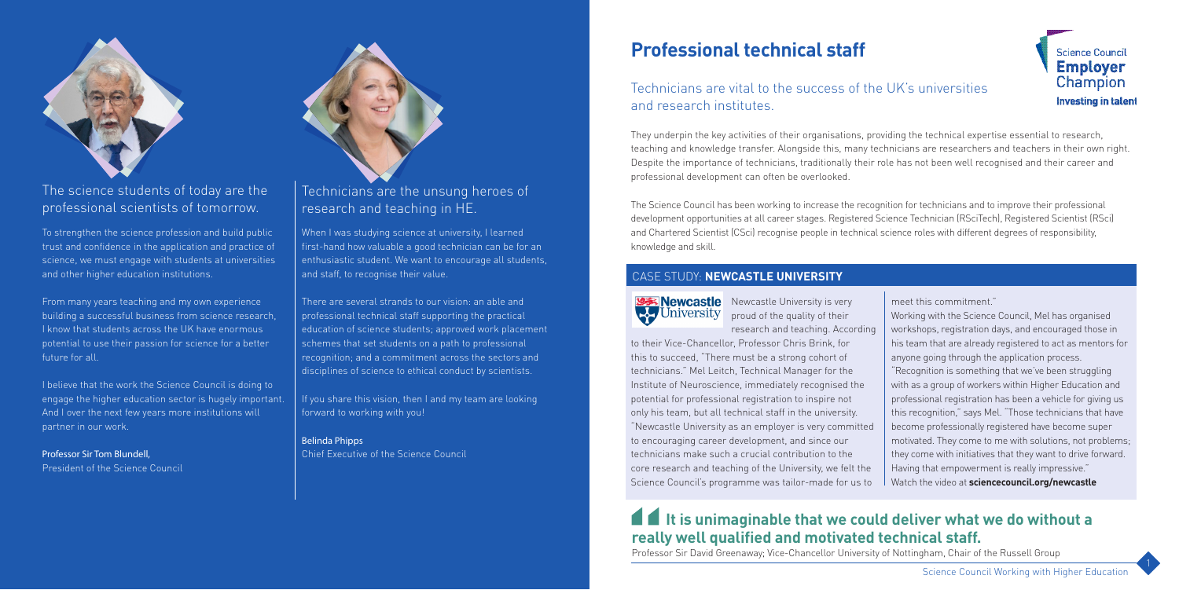## The science students of today are the professional scientists of tomorrow.

To strengthen the science profession and build public trust and confidence in the application and practice of science, we must engage with students at universities and other higher education institutions.

From many years teaching and my own experience building a successful business from science research, I know that students across the UK have enormous potential to use their passion for science for a better future for all.

I believe that the work the Science Council is doing to engage the higher education sector is hugely important. And I over the next few years more institutions will partner in our work.

**Professor Sir Tom Blundell,**
President of the Science Council

## Technicians are the unsung heroes of research and teaching in HE.

When I was studying science at university, I learned first-hand how valuable a good technician can be for an enthusiastic student. We want to encourage all students, and staff, to recognise their value.

There are several strands to our vision: an able and professional technical staff supporting the practical education of science students; approved work placement schemes that set students on a path to professional recognition; and a commitment across the sectors and disciplines of science to ethical conduct by scientists.

If you share this vision, then I and my team are looking forward to working with you!

**Belinda Phipps**
Chief Executive of the Science Council

# Professional technical staff

Science Council **Employer** Champion
**Investing in talent**

## Technicians are vital to the success of the UK's universities and research institutes.

They underpin the key activities of their organisations, providing the technical expertise essential to research, teaching and knowledge transfer. Alongside this, many technicians are researchers and teachers in their own right. Despite the importance of technicians, traditionally their role has not been well recognised and their career and professional development can often be overlooked.

The Science Council has been working to increase the recognition for technicians and to improve their professional development opportunities at all career stages. Registered Science Technician (RSciTech), Registered Scientist (RSci) and Chartered Scientist (CSci) recognise people in technical science roles with different degrees of responsibility, knowledge and skill.

### CASE STUDY: **NEWCASTLE UNIVERSITY**

Newcastle University is very proud of the quality of their research and teaching. According to their Vice-Chancellor, Professor Chris Brink, for this to succeed, "There must be a strong cohort of technicians." Mel Leitch, Technical Manager for the Institute of Neuroscience, immediately recognised the potential for professional registration to inspire not only his team, but all technical staff in the university. "Newcastle University as an employer is very committed to encouraging career development, and since our technicians make such a crucial contribution to the core research and teaching of the University, we felt the Science Council's programme was tailor-made for us to meet this commitment."

Working with the Science Council, Mel has organised workshops, registration days, and encouraged those in his team that are already registered to act as mentors for anyone going through the application process. "Recognition is something that we've been struggling with as a group of workers within Higher Education and professional registration has been a vehicle for giving us this recognition," says Mel. "Those technicians that have become professionally registered have become super motivated. They come to me with solutions, not problems; they come with initiatives that they want to drive forward. Having that empowerment is really impressive."
Watch the video at **sciencecouncil.org/newcastle**

> **It is unimaginable that we could deliver what we do without a really well qualified and motivated technical staff.**
> Professor Sir David Greenaway; Vice-Chancellor University of Nottingham, Chair of the Russell Group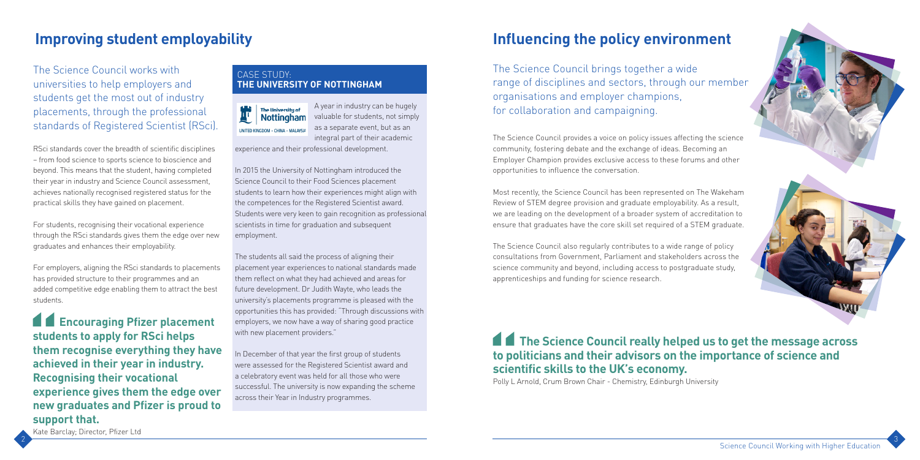## Improving student employability

The Science Council works with universities to help employers and students get the most out of industry placements, through the professional standards of Registered Scientist (RSci).

RSci standards cover the breadth of scientific disciplines – from food science to sports science to bioscience and beyond. This means that the student, having completed their year in industry and Science Council assessment, achieves nationally recognised registered status for the practical skills they have gained on placement.

For students, recognising their vocational experience through the RSci standards gives them the edge over new graduates and enhances their employability.

For employers, aligning the RSci standards to placements has provided structure to their programmes and an added competitive edge enabling them to attract the best students.

**Encouraging Pfizer placement students to apply for RSci helps them recognise everything they have achieved in their year in industry. Recognising their vocational experience gives them the edge over new graduates and Pfizer is proud to support that.**

Kate Barclay; Director, Pfizer Ltd

### CASE STUDY: THE UNIVERSITY OF NOTTINGHAM

A year in industry can be hugely valuable for students, not simply as a separate event, but as an integral part of their academic experience and their professional development.

In 2015 the University of Nottingham introduced the Science Council to their Food Sciences placement students to learn how their experiences might align with the competences for the Registered Scientist award. Students were very keen to gain recognition as professional scientists in time for graduation and subsequent employment.

The students all said the process of aligning their placement year experiences to national standards made them reflect on what they had achieved and areas for future development. Dr Judith Wayte, who leads the university's placements programme is pleased with the opportunities this has provided: "Through discussions with employers, we now have a way of sharing good practice with new placement providers."

In December of that year the first group of students were assessed for the Registered Scientist award and a celebratory event was held for all those who were successful. The university is now expanding the scheme across their Year in Industry programmes.

## Influencing the policy environment

The Science Council brings together a wide range of disciplines and sectors, through our member organisations and employer champions, for collaboration and campaigning.

The Science Council provides a voice on policy issues affecting the science community, fostering debate and the exchange of ideas. Becoming an Employer Champion provides exclusive access to these forums and other opportunities to influence the conversation.

Most recently, the Science Council has been represented on The Wakeham Review of STEM degree provision and graduate employability. As a result, we are leading on the development of a broader system of accreditation to ensure that graduates have the core skill set required of a STEM graduate.

The Science Council also regularly contributes to a wide range of policy consultations from Government, Parliament and stakeholders across the science community and beyond, including access to postgraduate study, apprenticeships and funding for science research.

**The Science Council really helped us to get the message across to politicians and their advisors on the importance of science and scientific skills to the UK's economy.**

Polly L Arnold, Crum Brown Chair - Chemistry, Edinburgh University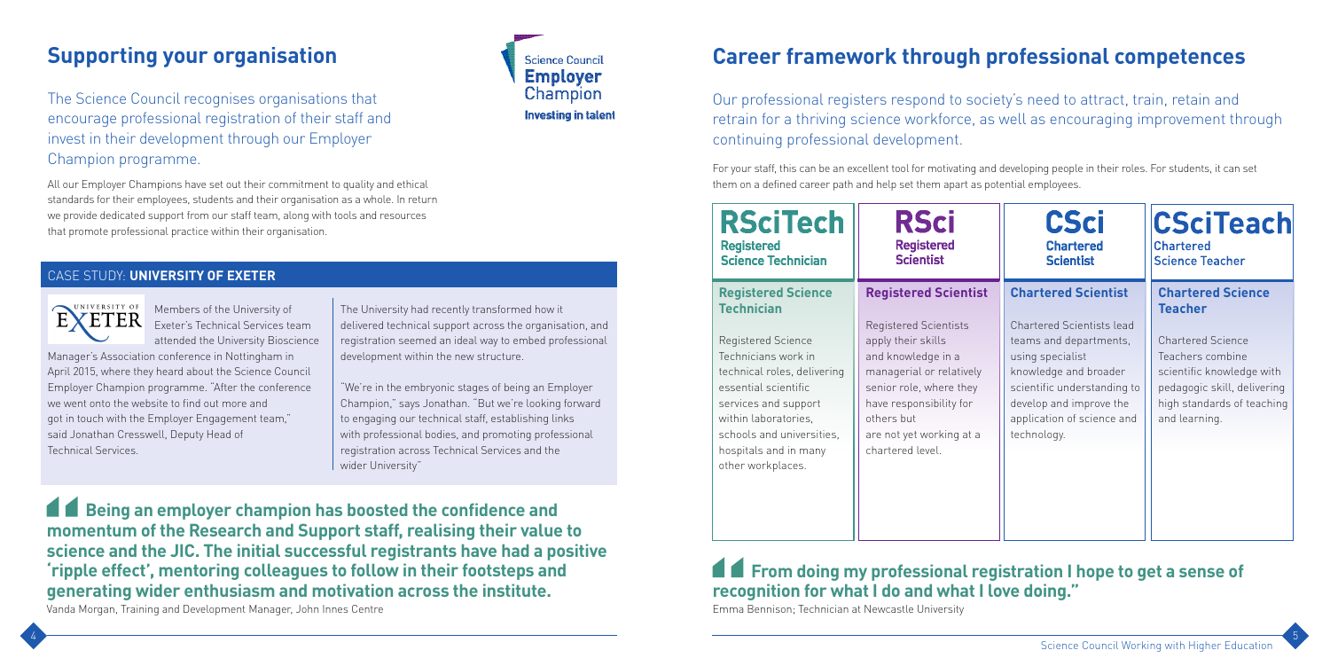## Supporting your organisation

The Science Council recognises organisations that encourage professional registration of their staff and invest in their development through our Employer Champion programme.

Science Council **Employer** Champion
**Investing in talent**

All our Employer Champions have set out their commitment to quality and ethical standards for their employees, students and their organisation as a whole. In return we provide dedicated support from our staff team, along with tools and resources that promote professional practice within their organisation.

### CASE STUDY: **UNIVERSITY OF EXETER**

Members of the University of Exeter's Technical Services team attended the University Bioscience Manager's Association conference in Nottingham in April 2015, where they heard about the Science Council Employer Champion programme. "After the conference we went onto the website to find out more and got in touch with the Employer Engagement team," said Jonathan Cresswell, Deputy Head of Technical Services.

The University had recently transformed how it delivered technical support across the organisation, and registration seemed an ideal way to embed professional development within the new structure.

"We're in the embryonic stages of being an Employer Champion," says Jonathan. "But we're looking forward to engaging our technical staff, establishing links with professional bodies, and promoting professional registration across Technical Services and the wider University"

> **Being an employer champion has boosted the confidence and momentum of the Research and Support staff, realising their value to science and the JIC. The initial successful registrants have had a positive 'ripple effect', mentoring colleagues to follow in their footsteps and generating wider enthusiasm and motivation across the institute.**
>
> Vanda Morgan, Training and Development Manager, John Innes Centre

## Career framework through professional competences

Our professional registers respond to society's need to attract, train, retain and retrain for a thriving science workforce, as well as encouraging improvement through continuing professional development.

For your staff, this can be an excellent tool for motivating and developing people in their roles. For students, it can set them on a defined career path and help set them apart as potential employees.

| RSciTech Registered Science Technician | RSci Registered Scientist | CSci Chartered Scientist | CSciTeach Chartered Science Teacher |
|---|---|---|---|
| **Registered Science Technician** | **Registered Scientist** | **Chartered Scientist** | **Chartered Science Teacher** |
| Registered Science Technicians work in technical roles, delivering essential scientific services and support within laboratories, schools and universities, hospitals and in many other workplaces. | Registered Scientists apply their skills and knowledge in a managerial or relatively senior role, where they have responsibility for others but are not yet working at a chartered level. | Chartered Scientists lead teams and departments, using specialist knowledge and broader scientific understanding to develop and improve the application of science and technology. | Chartered Science Teachers combine scientific knowledge with pedagogic skill, delivering high standards of teaching and learning. |

> **From doing my professional registration I hope to get a sense of recognition for what I do and what I love doing."**
>
> Emma Bennison; Technician at Newcastle University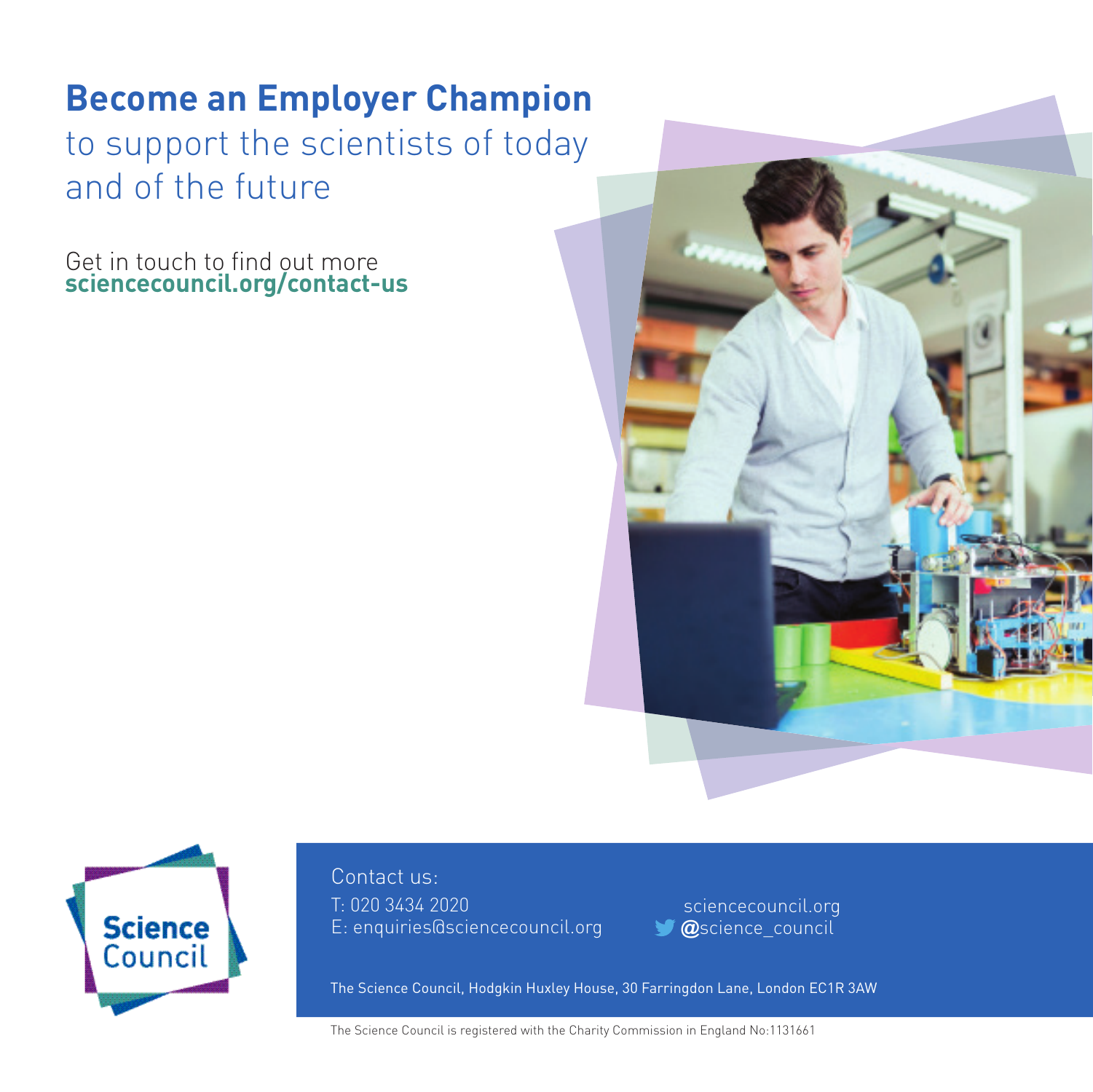# Become an Employer Champion

to support the scientists of today and of the future

Get in touch to find out more
**sciencecouncil.org/contact-us**

Science Council

Contact us:

T: 020 3434 2020
E: enquiries@sciencecouncil.org

sciencecouncil.org
@science_council

The Science Council, Hodgkin Huxley House, 30 Farringdon Lane, London EC1R 3AW

The Science Council is registered with the Charity Commission in England No:1131661